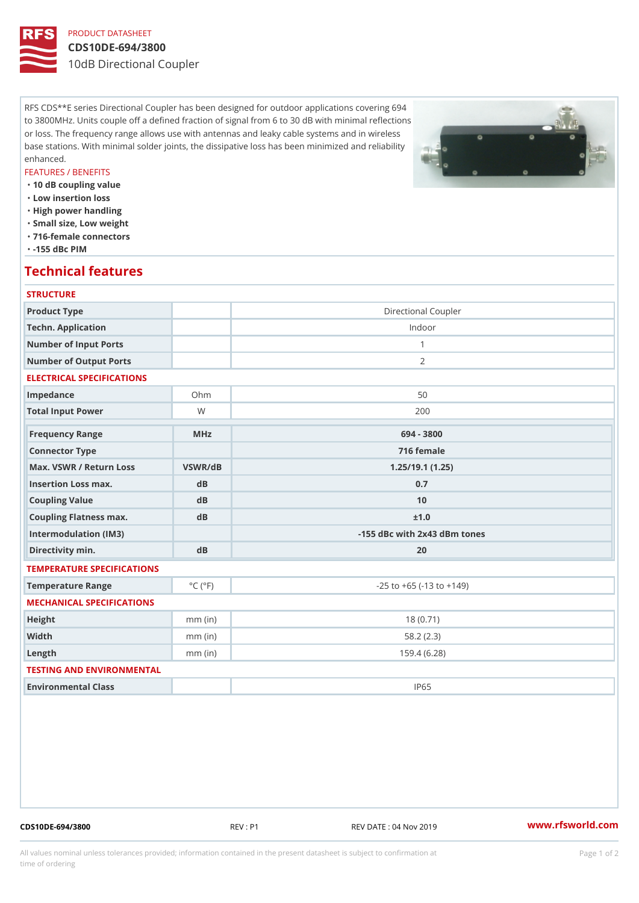PRODUCT DATASHEET

# CDS10DE-694/3800

10dB Directional Coupler

RFS CDS**E series Directional Coupler has been designed for outdoor applications covering 694 to 3800MHz. Units couple off a defined fraction of signal from 6 to 30 dB with minimal reflections or loss. The frequency range allows use with antennas and leaky cable systems and in wireless base stations. With minimal solder joints, the dissipative loss has been minimized and reliability enhanced.

FEATURES / BENEFITS

- 10 dB coupling value
- Low insertion loss
- High power handling
- Small size, Low weight
- 716-female connectors
- -155 dBc PIM

## Technical features

### STRUCTURE

| | | |
|---|---|---|
| Product Type | | Directional Coupler |
| Techn. Application | | Indoor |
| Number of Input Ports | | 1 |
| Number of Output Ports | | 2 |

### ELECTRICAL SPECIFICATIONS

| | | |
|---|---|---|
| Impedance | Ohm | 50 |
| Total Input Power | W | 200 |

| Frequency Range | MHz | 694 - 3800 |
|---|---|---|
| Connector Type | | 716 female |
| Max. VSWR / Return Loss | VSWR/dB | 1.25/19.1 (1.25) |
| Insertion Loss max. | dB | 0.7 |
| Coupling Value | dB | 10 |
| Coupling Flatness max. | dB | ±1.0 |
| Intermodulation (IM3) | | -155 dBc with 2x43 dBm tones |
| Directivity min. | dB | 20 |

### TEMPERATURE SPECIFICATIONS

| | | |
|---|---|---|
| Temperature Range | °C (°F) | -25 to +65 (-13 to +149) |

### MECHANICAL SPECIFICATIONS

| | | |
|---|---|---|
| Height | mm (in) | 18 (0.71) |
| Width | mm (in) | 58.2 (2.3) |
| Length | mm (in) | 159.4 (6.28) |

### TESTING AND ENVIRONMENTAL

| | | |
|---|---|---|
| Environmental Class | | IP65 |

CDS10DE-694/3800 REV : P1 REV DATE : 04 Nov 2019 www.rfsworld.com

All values nominal unless tolerances provided; information contained in the present datasheet is subject to confirmation at time of ordering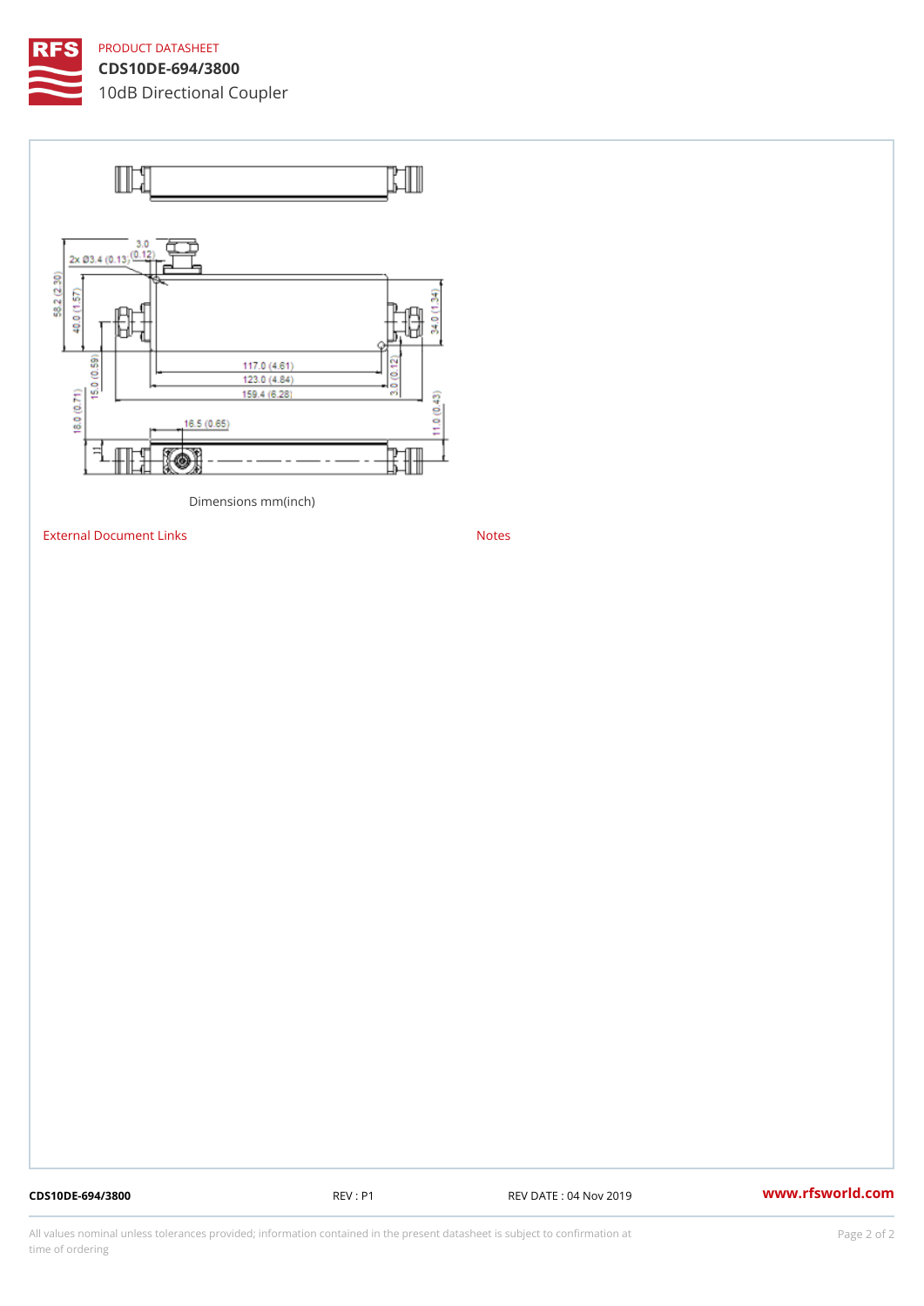PRODUCT DATASHEET

CDS10DE-694/3800

10dB Directional Coupler

3.0
(0.12)
2x Ø3.4 (0.13)
58.2 (2.30)
40.0 (1.57)
34.0 (1.34)
117.0 (4.61)
123.0 (4.84)
159.4 (6.28)
15.0 (0.59)
3.0 (0.12)
18.0 (0.71)
11.0 (0.43)
16.5 (0.65)

Dimensions mm(inch)

External Document Links

Notes

CDS10DE-694/3800 REV : P1 REV DATE : 04 Nov 2019 www.rfsworld.com

All values nominal unless tolerances provided; information contained in the present datasheet is subject to confirmation at time of ordering